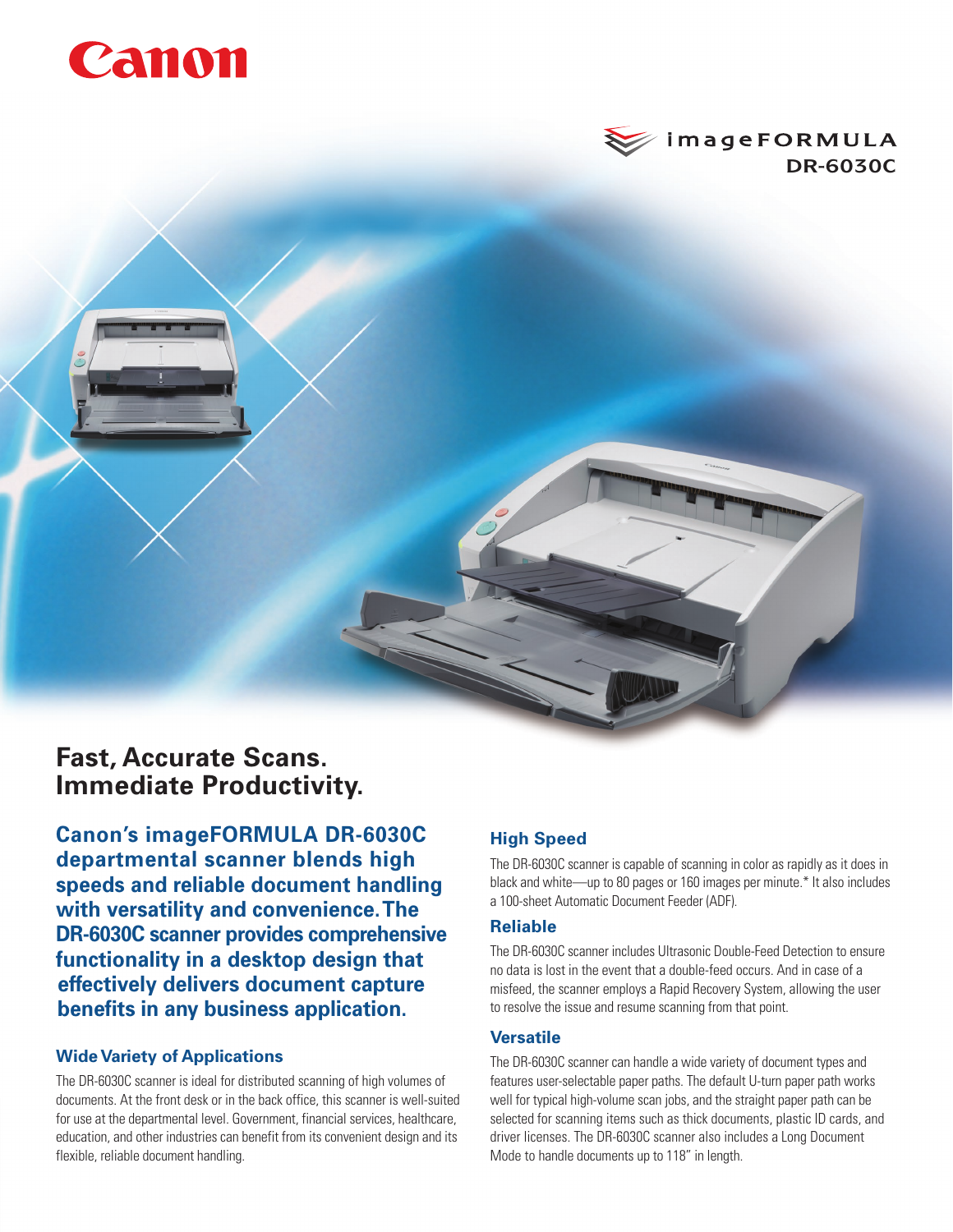Canon

imageFORMULA
DR-6030C

# Fast, Accurate Scans. Immediate Productivity.

**Canon's imageFORMULA DR-6030C departmental scanner blends high speeds and reliable document handling with versatility and convenience. The DR-6030C scanner provides comprehensive functionality in a desktop design that effectively delivers document capture benefits in any business application.**

### Wide Variety of Applications

The DR-6030C scanner is ideal for distributed scanning of high volumes of documents. At the front desk or in the back office, this scanner is well-suited for use at the departmental level. Government, financial services, healthcare, education, and other industries can benefit from its convenient design and its flexible, reliable document handling.

### High Speed

The DR-6030C scanner is capable of scanning in color as rapidly as it does in black and white—up to 80 pages or 160 images per minute.* It also includes a 100-sheet Automatic Document Feeder (ADF).

### Reliable

The DR-6030C scanner includes Ultrasonic Double-Feed Detection to ensure no data is lost in the event that a double-feed occurs. And in case of a misfeed, the scanner employs a Rapid Recovery System, allowing the user to resolve the issue and resume scanning from that point.

### Versatile

The DR-6030C scanner can handle a wide variety of document types and features user-selectable paper paths. The default U-turn paper path works well for typical high-volume scan jobs, and the straight paper path can be selected for scanning items such as thick documents, plastic ID cards, and driver licenses. The DR-6030C scanner also includes a Long Document Mode to handle documents up to 118" in length.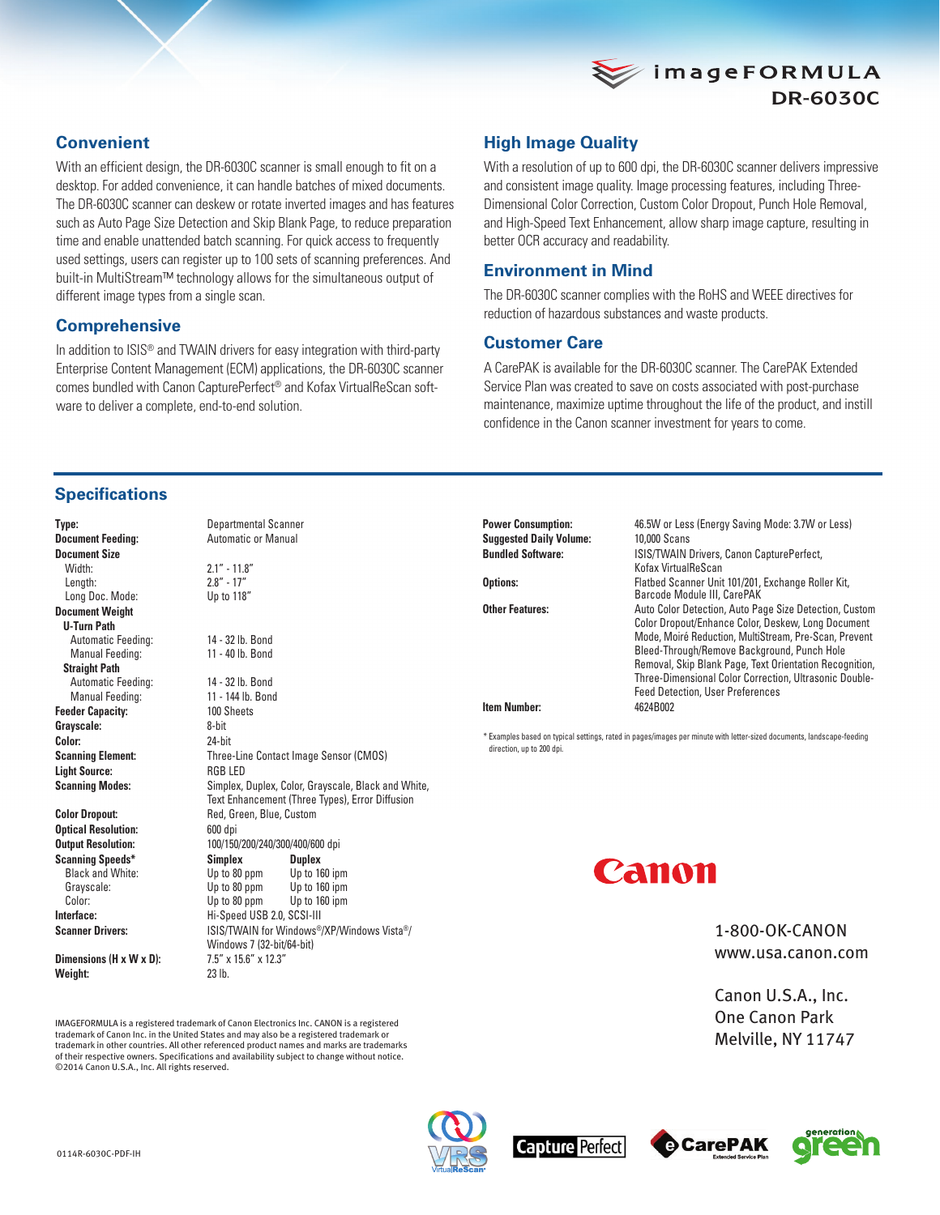imageFORMULA
**DR-6030C**

## Convenient

With an efficient design, the DR-6030C scanner is small enough to fit on a desktop. For added convenience, it can handle batches of mixed documents. The DR-6030C scanner can deskew or rotate inverted images and has features such as Auto Page Size Detection and Skip Blank Page, to reduce preparation time and enable unattended batch scanning. For quick access to frequently used settings, users can register up to 100 sets of scanning preferences. And built-in MultiStream™ technology allows for the simultaneous output of different image types from a single scan.

## Comprehensive

In addition to ISIS® and TWAIN drivers for easy integration with third-party Enterprise Content Management (ECM) applications, the DR-6030C scanner comes bundled with Canon CapturePerfect® and Kofax VirtualReScan software to deliver a complete, end-to-end solution.

## High Image Quality

With a resolution of up to 600 dpi, the DR-6030C scanner delivers impressive and consistent image quality. Image processing features, including Three-Dimensional Color Correction, Custom Color Dropout, Punch Hole Removal, and High-Speed Text Enhancement, allow sharp image capture, resulting in better OCR accuracy and readability.

## Environment in Mind

The DR-6030C scanner complies with the RoHS and WEEE directives for reduction of hazardous substances and waste products.

## Customer Care

A CarePAK is available for the DR-6030C scanner. The CarePAK Extended Service Plan was created to save on costs associated with post-purchase maintenance, maximize uptime throughout the life of the product, and instill confidence in the Canon scanner investment for years to come.

## Specifications

| | | |
|---|---|---|
| **Type:** | Departmental Scanner | |
| **Document Feeding:** | Automatic or Manual | |
| **Document Size** | | |
| Width: | 2.1" - 11.8" | |
| Length: | 2.8" - 17" | |
| Long Doc. Mode: | Up to 118" | |
| **Document Weight** | | |
| **U-Turn Path** | | |
| Automatic Feeding: | 14 - 32 lb. Bond | |
| Manual Feeding: | 11 - 40 lb. Bond | |
| **Straight Path** | | |
| Automatic Feeding: | 14 - 32 lb. Bond | |
| Manual Feeding: | 11 - 144 lb. Bond | |
| **Feeder Capacity:** | 100 Sheets | |
| **Grayscale:** | 8-bit | |
| **Color:** | 24-bit | |
| **Scanning Element:** | Three-Line Contact Image Sensor (CMOS) | |
| **Light Source:** | RGB LED | |
| **Scanning Modes:** | Simplex, Duplex, Color, Grayscale, Black and White, Text Enhancement (Three Types), Error Diffusion | |
| **Color Dropout:** | Red, Green, Blue, Custom | |
| **Optical Resolution:** | 600 dpi | |
| **Output Resolution:** | 100/150/200/240/300/400/600 dpi | |
| **Scanning Speeds*** | **Simplex** | **Duplex** |
| Black and White: | Up to 80 ppm | Up to 160 ipm |
| Grayscale: | Up to 80 ppm | Up to 160 ipm |
| Color: | Up to 80 ppm | Up to 160 ipm |
| **Interface:** | Hi-Speed USB 2.0, SCSI-III | |
| **Scanner Drivers:** | ISIS/TWAIN for Windows®/XP/Windows Vista®/ Windows 7 (32-bit/64-bit) | |
| **Dimensions (H x W x D):** | 7.5" x 15.6" x 12.3" | |
| **Weight:** | 23 lb. | |
| **Power Consumption:** | 46.5W or Less (Energy Saving Mode: 3.7W or Less) | |
| **Suggested Daily Volume:** | 10,000 Scans | |
| **Bundled Software:** | ISIS/TWAIN Drivers, Canon CapturePerfect, Kofax VirtualReScan | |
| **Options:** | Flatbed Scanner Unit 101/201, Exchange Roller Kit, Barcode Module III, CarePAK | |
| **Other Features:** | Auto Color Detection, Auto Page Size Detection, Custom Color Dropout/Enhance Color, Deskew, Long Document Mode, Moiré Reduction, MultiStream, Pre-Scan, Prevent Bleed-Through/Remove Background, Punch Hole Removal, Skip Blank Page, Text Orientation Recognition, Three-Dimensional Color Correction, Ultrasonic Double-Feed Detection, User Preferences | |
| **Item Number:** | 4624B002 | |

* Examples based on typical settings, rated in pages/images per minute with letter-sized documents, landscape-feeding direction, up to 200 dpi.

Canon

1-800-OK-CANON
www.usa.canon.com

Canon U.S.A., Inc.
One Canon Park
Melville, NY 11747

IMAGEFORMULA is a registered trademark of Canon Electronics Inc. CANON is a registered trademark of Canon Inc. in the United States and may also be a registered trademark or trademark in other countries. All other referenced product names and marks are trademarks of their respective owners. Specifications and availability subject to change without notice. ©2014 Canon U.S.A., Inc. All rights reserved.

0114R-6030C-PDF-IH